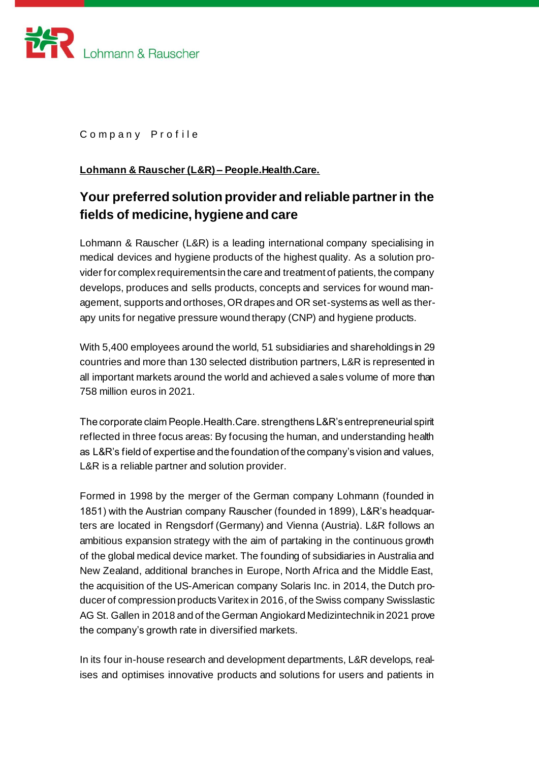Company Profile

**Lohmann & Rauscher (L&R) – People.Health.Care.**

## Your preferred solution provider and reliable partner in the fields of medicine, hygiene and care

Lohmann & Rauscher (L&R) is a leading international company specialising in medical devices and hygiene products of the highest quality. As a solution provider for complex requirements in the care and treatment of patients, the company develops, produces and sells products, concepts and services for wound management, supports and orthoses, OR drapes and OR set-systems as well as therapy units for negative pressure wound therapy (CNP) and hygiene products.

With 5,400 employees around the world, 51 subsidiaries and shareholdings in 29 countries and more than 130 selected distribution partners, L&R is represented in all important markets around the world and achieved a sales volume of more than 758 million euros in 2021.

The corporate claim People.Health.Care. strengthens L&R's entrepreneurial spirit reflected in three focus areas: By focusing the human, and understanding health as L&R's field of expertise and the foundation of the company's vision and values, L&R is a reliable partner and solution provider.

Formed in 1998 by the merger of the German company Lohmann (founded in 1851) with the Austrian company Rauscher (founded in 1899), L&R's headquarters are located in Rengsdorf (Germany) and Vienna (Austria). L&R follows an ambitious expansion strategy with the aim of partaking in the continuous growth of the global medical device market. The founding of subsidiaries in Australia and New Zealand, additional branches in Europe, North Africa and the Middle East, the acquisition of the US-American company Solaris Inc. in 2014, the Dutch producer of compression products Varitex in 2016, of the Swiss company Swisslastic AG St. Gallen in 2018 and of the German Angiokard Medizintechnik in 2021 prove the company's growth rate in diversified markets.

In its four in-house research and development departments, L&R develops, realises and optimises innovative products and solutions for users and patients in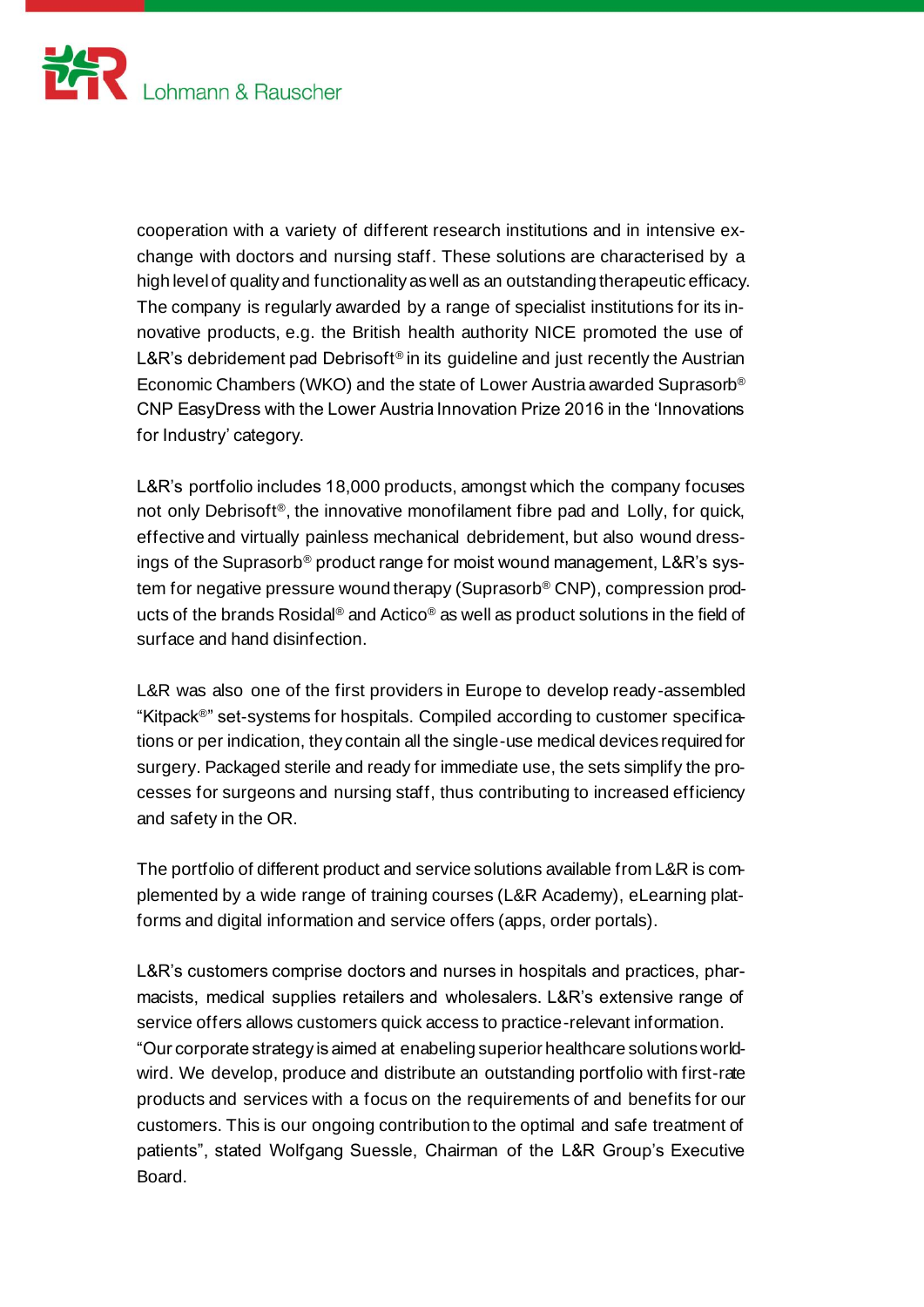cooperation with a variety of different research institutions and in intensive exchange with doctors and nursing staff. These solutions are characterised by a high level of quality and functionality as well as an outstanding therapeutic efficacy. The company is regularly awarded by a range of specialist institutions for its innovative products, e.g. the British health authority NICE promoted the use of L&R's debridement pad Debrisoft® in its guideline and just recently the Austrian Economic Chambers (WKO) and the state of Lower Austria awarded Suprasorb® CNP EasyDress with the Lower Austria Innovation Prize 2016 in the 'Innovations for Industry' category.

L&R's portfolio includes 18,000 products, amongst which the company focuses not only Debrisoft®, the innovative monofilament fibre pad and Lolly, for quick, effective and virtually painless mechanical debridement, but also wound dressings of the Suprasorb® product range for moist wound management, L&R's system for negative pressure wound therapy (Suprasorb® CNP), compression products of the brands Rosidal® and Actico® as well as product solutions in the field of surface and hand disinfection.

L&R was also one of the first providers in Europe to develop ready-assembled "Kitpack®" set-systems for hospitals. Compiled according to customer specifications or per indication, they contain all the single-use medical devices required for surgery. Packaged sterile and ready for immediate use, the sets simplify the processes for surgeons and nursing staff, thus contributing to increased efficiency and safety in the OR.

The portfolio of different product and service solutions available from L&R is complemented by a wide range of training courses (L&R Academy), eLearning platforms and digital information and service offers (apps, order portals).

L&R's customers comprise doctors and nurses in hospitals and practices, pharmacists, medical supplies retailers and wholesalers. L&R's extensive range of service offers allows customers quick access to practice-relevant information.
"Our corporate strategy is aimed at enabeling superior healthcare solutions worldwird. We develop, produce and distribute an outstanding portfolio with first-rate products and services with a focus on the requirements of and benefits for our customers. This is our ongoing contribution to the optimal and safe treatment of patients", stated Wolfgang Suessle, Chairman of the L&R Group's Executive Board.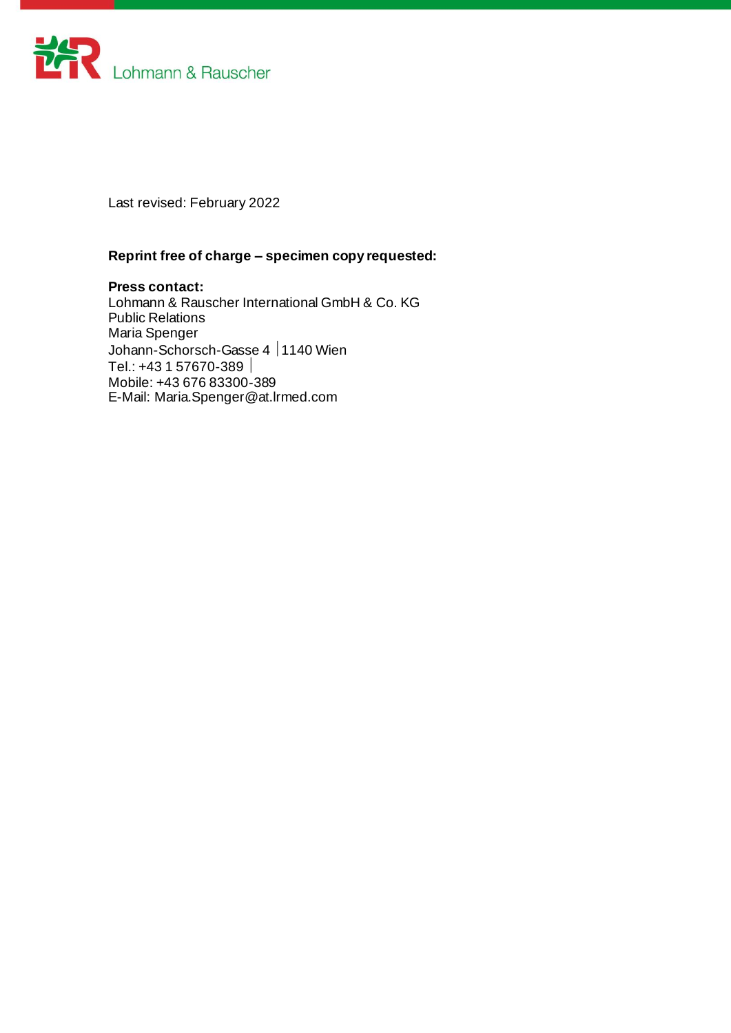Last revised: February 2022

**Reprint free of charge – specimen copy requested:**

**Press contact:**
Lohmann & Rauscher International GmbH & Co. KG
Public Relations
Maria Spenger
Johann-Schorsch-Gasse 4 | 1140 Wien
Tel.: +43 1 57670-389 |
Mobile: +43 676 83300-389
E-Mail: Maria.Spenger@at.lrmed.com